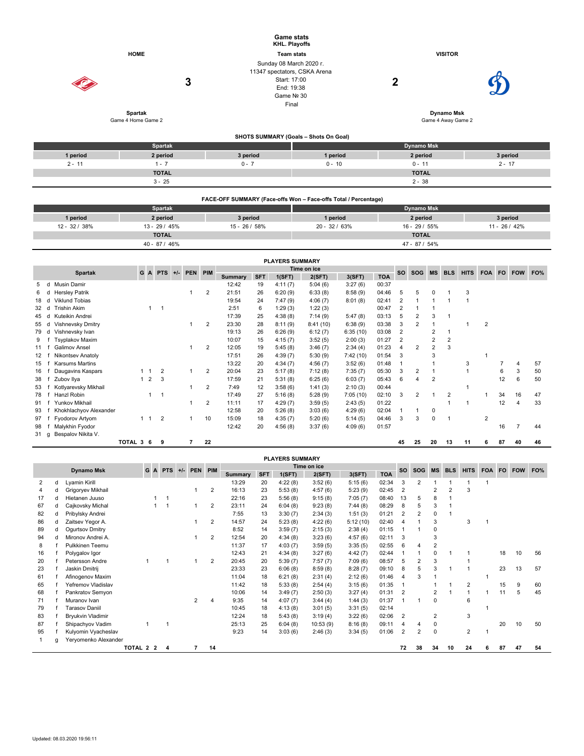# Game stats
## KHL. Playoffs

**HOME** — **Team stats** — **VISITOR**

Sunday 08 March 2020 г.
11347 spectators, CSKA Arena
Start: 17:00
End: 19:38
Game № 30
Final

| HOME | Score | | Score | VISITOR |
|---|---|---|---|---|
| **Spartak** | 3 | | 2 | **Dynamo Msk** |
| Game 4 Home Game 2 | | | | Game 4 Away Game 2 |

### SHOTS SUMMARY (Goals – Shots On Goal)

| Spartak | | | Dynamo Msk | | |
|---|---|---|---|---|---|
| 1 period | 2 period | 3 period | 1 period | 2 period | 3 period |
| 2 - 11 | 1 - 7 | 0 - 7 | 0 - 10 | 0 - 11 | 2 - 17 |
| TOTAL | | | TOTAL | | |
| 3 - 25 | | | 2 - 38 | | |

### FACE-OFF SUMMARY (Face-offs Won – Face-offs Total / Percentage)

| Spartak | | | Dynamo Msk | | |
|---|---|---|---|---|---|
| 1 period | 2 period | 3 period | 1 period | 2 period | 3 period |
| 12 - 32 / 38% | 13 - 29 / 45% | 15 - 26 / 58% | 20 - 32 / 63% | 16 - 29 / 55% | 11 - 26 / 42% |
| TOTAL | | | TOTAL | | |
| 40 - 87 / 46% | | | 47 - 87 / 54% | | |

### PLAYERS SUMMARY

| # | | Spartak | G | A | PTS | +/- | PEN | PIM | Time on ice | | | | | | SO | SOG | MS | BLS | HITS | FOA | FO | FOW | FO% |
|---|---|---|---|---|---|---|---|---|---|---|---|---|---|---|---|---|---|---|---|---|---|---|---|
| | | | | | | | | | Summary | SFT | 1(SFT) | 2(SFT) | 3(SFT) | TOA | | | | | | | | | |
| 5 | d | Musin Damir | | | | | | | 12:42 | 19 | 4:11 (7) | 5:04 (6) | 3:27 (6) | 00:37 | | | | | | | | | |
| 6 | d | Hersley Patrik | | | | | 1 | 2 | 21:51 | 26 | 6:20 (9) | 6:33 (8) | 8:58 (9) | 04:46 | 5 | 5 | 0 | 1 | 3 | | | | |
| 18 | d | Viklund Tobias | | | | | | | 19:54 | 24 | 7:47 (9) | 4:06 (7) | 8:01 (8) | 02:41 | 2 | 1 | 1 | 1 | 1 | | | | |
| 32 | d | Trishin Akim | | 1 | 1 | | | | 2:51 | 6 | 1:29 (3) | 1:22 (3) | | 00:47 | 2 | 1 | 1 | | | | | | |
| 45 | d | Kuteikin Andrei | | | | | | | 17:39 | 25 | 4:38 (8) | 7:14 (9) | 5:47 (8) | 03:13 | 5 | 2 | 3 | 1 | | | | | |
| 55 | d | Vishnevsky Dmitry | | | | | 1 | 2 | 23:30 | 28 | 8:11 (9) | 8:41 (10) | 6:38 (9) | 03:38 | 3 | 2 | 1 | | 1 | 2 | | | |
| 79 | d | Vishnevsky Ivan | | | | | | | 19:13 | 26 | 6:26 (9) | 6:12 (7) | 6:35 (10) | 03:08 | 2 | | 2 | 1 | | | | | |
| 9 | f | Tsyplakov Maxim | | | | | | | 10:07 | 15 | 4:15 (7) | 3:52 (5) | 2:00 (3) | 01:27 | 2 | | 2 | 2 | | | | | |
| 11 | f | Galimov Ansel | | | | | 1 | 2 | 12:05 | 19 | 5:45 (8) | 3:46 (7) | 2:34 (4) | 01:23 | 4 | 2 | 2 | 3 | | | | | |
| 12 | f | Nikontsev Anatoly | | | | | | | 17:51 | 26 | 4:39 (7) | 5:30 (9) | 7:42 (10) | 01:54 | 3 | | 3 | | | 1 | | | |
| 15 | f | Karsums Martins | | | | | | | 13:22 | 20 | 4:34 (7) | 4:56 (7) | 3:52 (6) | 01:48 | 1 | | 1 | | 3 | | 7 | 4 | 57 |
| 16 | f | Daugavins Kaspars | 1 | 1 | 2 | | 1 | 2 | 20:04 | 23 | 5:17 (8) | 7:12 (8) | 7:35 (7) | 05:30 | 3 | 2 | 1 | | 1 | | 6 | 3 | 50 |
| 38 | f | Zubov Ilya | 1 | 2 | 3 | | | | 17:59 | 21 | 5:31 (8) | 6:25 (6) | 6:03 (7) | 05:43 | 6 | 4 | 2 | | | | 12 | 6 | 50 |
| 53 | f | Kotlyarevsky Mikhail | | | | | 1 | 2 | 7:49 | 12 | 3:58 (6) | 1:41 (3) | 2:10 (3) | 00:44 | | | | | 1 | | | | |
| 78 | f | Hanzl Robin | | 1 | 1 | | | | 17:49 | 27 | 5:16 (8) | 5:28 (9) | 7:05 (10) | 02:10 | 3 | 2 | 1 | 2 | | 1 | 34 | 16 | 47 |
| 91 | f | Yunkov Mikhail | | | | | 1 | 2 | 11:11 | 17 | 4:29 (7) | 3:59 (5) | 2:43 (5) | 01:22 | | | | 1 | 1 | | 12 | 4 | 33 |
| 93 | f | Khokhlachyov Alexander | | | | | | | 12:58 | 20 | 5:26 (8) | 3:03 (6) | 4:29 (6) | 02:04 | 1 | 1 | 0 | | | | | | |
| 97 | f | Fyodorov Artyom | 1 | 1 | 2 | | 1 | 10 | 15:09 | 18 | 4:35 (7) | 5:20 (6) | 5:14 (5) | 04:46 | 3 | 3 | 0 | 1 | | 2 | | | |
| 98 | f | Malykhin Fyodor | | | | | | | 12:42 | 20 | 4:56 (8) | 3:37 (6) | 4:09 (6) | 01:57 | | | | | | | 16 | 7 | 44 |
| 31 | g | Bespalov Nikita V. | | | | | | | | | | | | | | | | | | | | | |
| | | TOTAL | 3 | 6 | 9 | | 7 | 22 | | | | | | | 45 | 25 | 20 | 13 | 11 | 6 | 87 | 40 | 46 |

### PLAYERS SUMMARY

| # | | Dynamo Msk | G | A | PTS | +/- | PEN | PIM | Time on ice | | | | | | SO | SOG | MS | BLS | HITS | FOA | FO | FOW | FO% |
|---|---|---|---|---|---|---|---|---|---|---|---|---|---|---|---|---|---|---|---|---|---|---|---|
| | | | | | | | | | Summary | SFT | 1(SFT) | 2(SFT) | 3(SFT) | TOA | | | | | | | | | |
| 2 | d | Lyamin Kirill | | | | | | | 13:29 | 20 | 4:22 (8) | 3:52 (6) | 5:15 (6) | 02:34 | 3 | 2 | 1 | 1 | 1 | 1 | | | |
| 4 | d | Grigoryev Mikhail | | | | | 1 | 2 | 16:13 | 23 | 5:53 (8) | 4:57 (6) | 5:23 (9) | 02:45 | 2 | | 2 | 2 | 3 | | | | |
| 17 | d | Hietanen Juuso | | 1 | 1 | | | | 22:16 | 23 | 5:56 (8) | 9:15 (8) | 7:05 (7) | 08:40 | 13 | 5 | 8 | 1 | | | | | |
| 67 | d | Cajkovsky Michal | | 1 | 1 | | 1 | 2 | 23:11 | 24 | 6:04 (8) | 9:23 (8) | 7:44 (8) | 08:29 | 8 | 5 | 3 | 1 | | | | | |
| 82 | d | Pribylsky Andrei | | | | | | | 7:55 | 13 | 3:30 (7) | 2:34 (3) | 1:51 (3) | 01:21 | 2 | 2 | 0 | 1 | | | | | |
| 86 | d | Zaitsev Yegor A. | | | | | 1 | 2 | 14:57 | 24 | 5:23 (8) | 4:22 (6) | 5:12 (10) | 02:40 | 4 | 1 | 3 | | 3 | 1 | | | |
| 89 | d | Ogurtsov Dmitry | | | | | | | 8:52 | 14 | 3:59 (7) | 2:15 (3) | 2:38 (4) | 01:15 | 1 | 1 | 0 | | | | | | |
| 94 | d | Mironov Andrei A. | | | | | 1 | 2 | 12:54 | 20 | 4:34 (8) | 3:23 (6) | 4:57 (6) | 02:11 | 3 | | 3 | | | | | | |
| 8 | f | Pulkkinen Teemu | | | | | | | 11:37 | 17 | 4:03 (7) | 3:59 (5) | 3:35 (5) | 02:55 | 6 | 4 | 2 | | | | | | |
| 16 | f | Polygalov Igor | | | | | | | 12:43 | 21 | 4:34 (8) | 3:27 (6) | 4:42 (7) | 02:44 | 1 | 1 | 0 | 1 | 1 | | 18 | 10 | 56 |
| 20 | f | Petersson Andre | 1 | | 1 | | 1 | 2 | 20:45 | 20 | 5:39 (7) | 7:57 (7) | 7:09 (6) | 08:57 | 5 | 2 | 3 | | 1 | | | | |
| 23 | f | Jaskin Dmitrij | | | | | | | 23:33 | 23 | 6:06 (8) | 8:59 (8) | 8:28 (7) | 09:10 | 8 | 5 | 3 | 1 | 1 | | 23 | 13 | 57 |
| 61 | f | Afinogenov Maxim | | | | | | | 11:04 | 18 | 6:21 (8) | 2:31 (4) | 2:12 (6) | 01:46 | 4 | 3 | 1 | | | 1 | | | |
| 65 | f | Yefremov Vladislav | | | | | | | 11:42 | 18 | 5:33 (8) | 2:54 (4) | 3:15 (6) | 01:35 | 1 | | 1 | 1 | 2 | | 15 | 9 | 60 |
| 68 | f | Pankratov Semyon | | | | | | | 10:06 | 14 | 3:49 (7) | 2:50 (3) | 3:27 (4) | 01:31 | 2 | | 2 | 1 | 1 | 1 | 11 | 5 | 45 |
| 71 | f | Muranov Ivan | | | | | 2 | 4 | 9:35 | 14 | 4:07 (7) | 3:44 (4) | 1:44 (3) | 01:37 | 1 | 1 | 0 | | 6 | | | | |
| 79 | f | Tarasov Daniil | | | | | | | 10:45 | 18 | 4:13 (8) | 3:01 (5) | 3:31 (5) | 02:14 | | | | | | 1 | | | |
| 83 | f | Bryukvin Vladimir | | | | | | | 12:24 | 18 | 5:43 (8) | 3:19 (4) | 3:22 (6) | 02:06 | 2 | | 2 | | 3 | | | | |
| 87 | f | Shipachyov Vadim | 1 | | 1 | | | | 25:13 | 25 | 6:04 (8) | 10:53 (9) | 8:16 (8) | 09:11 | 4 | 4 | 0 | | | | 20 | 10 | 50 |
| 95 | f | Kulyomin Vyacheslav | | | | | | | 9:23 | 14 | 3:03 (6) | 2:46 (3) | 3:34 (5) | 01:06 | 2 | 2 | 0 | | 2 | 1 | | | |
| 1 | g | Yeryomenko Alexander | | | | | | | | | | | | | | | | | | | | | |
| | | TOTAL | 2 | 2 | 4 | | 7 | 14 | | | | | | | 72 | 38 | 34 | 10 | 24 | 6 | 87 | 47 | 54 |

Updated: 08.03.2020 19:56:11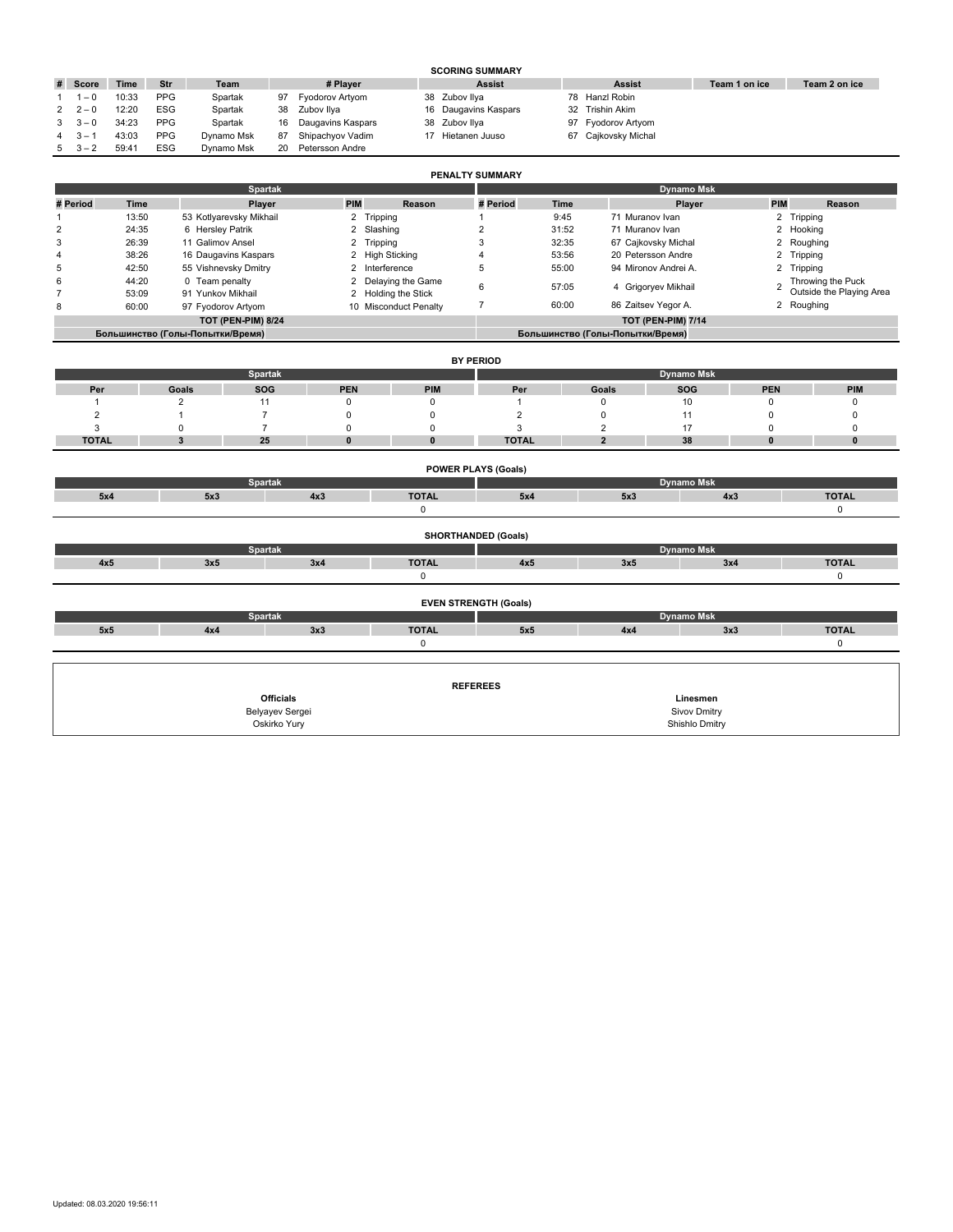## SCORING SUMMARY

| # | Score | Time | Str | Team | # Player | Assist | Assist | Team 1 on ice | Team 2 on ice |
|---|---|---|---|---|---|---|---|---|---|
| 1 | 1 – 0 | 10:33 | PPG | Spartak | 97 Fyodorov Artyom | 38 Zubov Ilya | 78 Hanzl Robin | | |
| 2 | 2 – 0 | 12:20 | ESG | Spartak | 38 Zubov Ilya | 16 Daugavins Kaspars | 32 Trishin Akim | | |
| 3 | 3 – 0 | 34:23 | PPG | Spartak | 16 Daugavins Kaspars | 38 Zubov Ilya | 97 Fyodorov Artyom | | |
| 4 | 3 – 1 | 43:03 | PPG | Dynamo Msk | 87 Shipachyov Vadim | 17 Hietanen Juuso | 67 Cajkovsky Michal | | |
| 5 | 3 – 2 | 59:41 | ESG | Dynamo Msk | 20 Petersson Andre | | | | |

## PENALTY SUMMARY

| Spartak | | | | | Dynamo Msk | | | | |
|---|---|---|---|---|---|---|---|---|---|
| # Period | Time | Player | PIM | Reason | # Period | Time | Player | PIM | Reason |
| 1 | 13:50 | 53 Kotlyarevsky Mikhail | 2 | Tripping | 1 | 9:45 | 71 Muranov Ivan | 2 | Tripping |
| 2 | 24:35 | 6 Hersley Patrik | 2 | Slashing | 2 | 31:52 | 71 Muranov Ivan | 2 | Hooking |
| 3 | 26:39 | 11 Galimov Ansel | 2 | Tripping | 3 | 32:35 | 67 Cajkovsky Michal | 2 | Roughing |
| 4 | 38:26 | 16 Daugavins Kaspars | 2 | High Sticking | 4 | 53:56 | 20 Petersson Andre | 2 | Tripping |
| 5 | 42:50 | 55 Vishnevsky Dmitry | 2 | Interference | 5 | 55:00 | 94 Mironov Andrei A. | 2 | Tripping |
| 6 | 44:20 | 0 Team penalty | 2 | Delaying the Game | 6 | 57:05 | 4 Grigoryev Mikhail | 2 | Throwing the Puck Outside the Playing Area |
| 7 | 53:09 | 91 Yunkov Mikhail | 2 | Holding the Stick | | | | | |
| 8 | 60:00 | 97 Fyodorov Artyom | 10 | Misconduct Penalty | 7 | 60:00 | 86 Zaitsev Yegor A. | 2 | Roughing |
| TOT (PEN-PIM) 8/24 | | | | | TOT (PEN-PIM) 7/14 | | | | |
| Большинство (Голы-Попытки/Время) | | | | | Большинство (Голы-Попытки/Время) | | | | |

## BY PERIOD

| Spartak | | | | | Dynamo Msk | | | | |
|---|---|---|---|---|---|---|---|---|---|
| Per | Goals | SOG | PEN | PIM | Per | Goals | SOG | PEN | PIM |
| 1 | 2 | 11 | 0 | 0 | 1 | 0 | 10 | 0 | 0 |
| 2 | 1 | 7 | 0 | 0 | 2 | 0 | 11 | 0 | 0 |
| 3 | 0 | 7 | 0 | 0 | 3 | 2 | 17 | 0 | 0 |
| **TOTAL** | **3** | **25** | **0** | **0** | **TOTAL** | **2** | **38** | **0** | **0** |

## POWER PLAYS (Goals)

| Spartak | | | | Dynamo Msk | | | |
|---|---|---|---|---|---|---|---|
| 5x4 | 5x3 | 4x3 | TOTAL | 5x4 | 5x3 | 4x3 | TOTAL |
| | | | 0 | | | | 0 |

## SHORTHANDED (Goals)

| Spartak | | | | Dynamo Msk | | | |
|---|---|---|---|---|---|---|---|
| 4x5 | 3x5 | 3x4 | TOTAL | 4x5 | 3x5 | 3x4 | TOTAL |
| | | | 0 | | | | 0 |

## EVEN STRENGTH (Goals)

| Spartak | | | | Dynamo Msk | | | |
|---|---|---|---|---|---|---|---|
| 5x5 | 4x4 | 3x3 | TOTAL | 5x5 | 4x4 | 3x3 | TOTAL |
| | | | 0 | | | | 0 |

## REFEREES

| Officials | Linesmen |
|---|---|
| Belyayev Sergei | Sivov Dmitry |
| Oskirko Yury | Shishlo Dmitry |

Updated: 08.03.2020 19:56:11